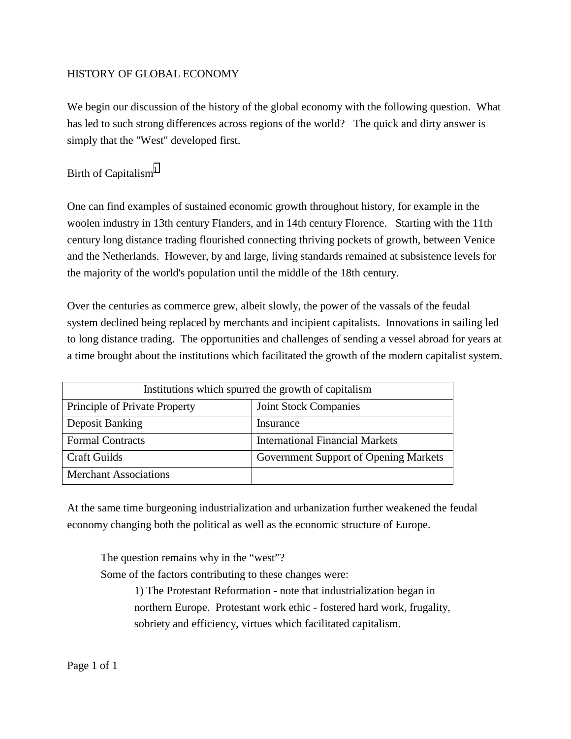# HISTORY OF GLOBAL ECONOMY

We begin our discussion of the history of the global economy with the following question. What has led to such strong differences across regions of the world? The quick and dirty answer is simply that the "West" developed first.

## Birth of Capitalism[1]

One can find examples of sustained economic growth throughout history, for example in the woolen industry in 13th century Flanders, and in 14th century Florence. Starting with the 11th century long distance trading flourished connecting thriving pockets of growth, between Venice and the Netherlands. However, by and large, living standards remained at subsistence levels for the majority of the world's population until the middle of the 18th century.

Over the centuries as commerce grew, albeit slowly, the power of the vassals of the feudal system declined being replaced by merchants and incipient capitalists. Innovations in sailing led to long distance trading. The opportunities and challenges of sending a vessel abroad for years at a time brought about the institutions which facilitated the growth of the modern capitalist system.

| Institutions which spurred the growth of capitalism | |
|---|---|
| Principle of Private Property | Joint Stock Companies |
| Deposit Banking | Insurance |
| Formal Contracts | International Financial Markets |
| Craft Guilds | Government Support of Opening Markets |
| Merchant Associations | |

At the same time burgeoning industrialization and urbanization further weakened the feudal economy changing both the political as well as the economic structure of Europe.

The question remains why in the “west”?

Some of the factors contributing to these changes were:

1) The Protestant Reformation - note that industrialization began in northern Europe. Protestant work ethic - fostered hard work, frugality, sobriety and efficiency, virtues which facilitated capitalism.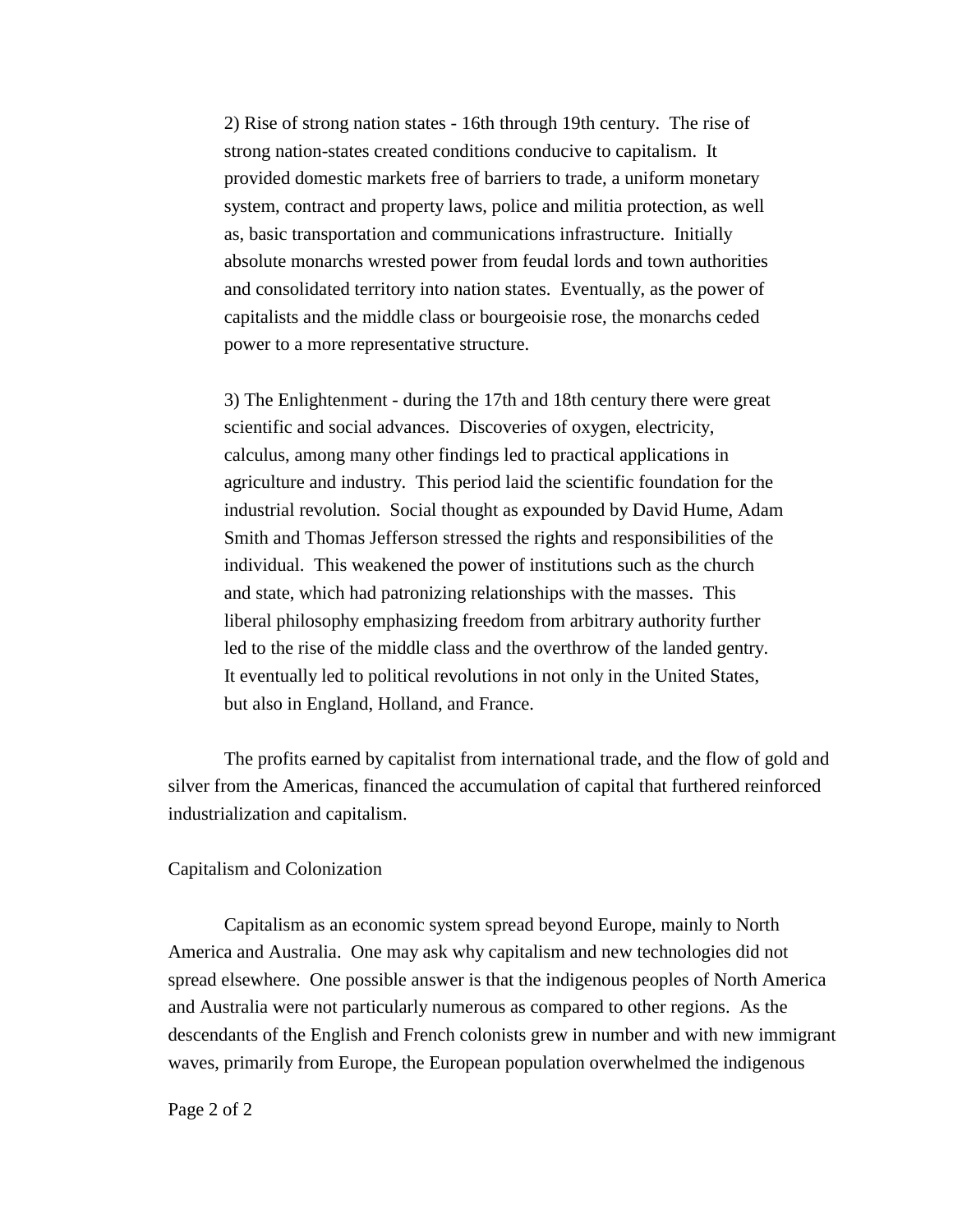2) Rise of strong nation states - 16th through 19th century.  The rise of strong nation-states created conditions conducive to capitalism.  It provided domestic markets free of barriers to trade, a uniform monetary system, contract and property laws, police and militia protection, as well as, basic transportation and communications infrastructure.  Initially absolute monarchs wrested power from feudal lords and town authorities and consolidated territory into nation states.  Eventually, as the power of capitalists and the middle class or bourgeoisie rose, the monarchs ceded power to a more representative structure.

3) The Enlightenment - during the 17th and 18th century there were great scientific and social advances.  Discoveries of oxygen, electricity, calculus, among many other findings led to practical applications in agriculture and industry.  This period laid the scientific foundation for the industrial revolution.  Social thought as expounded by David Hume, Adam Smith and Thomas Jefferson stressed the rights and responsibilities of the individual.  This weakened the power of institutions such as the church and state, which had patronizing relationships with the masses.  This liberal philosophy emphasizing freedom from arbitrary authority further led to the rise of the middle class and the overthrow of the landed gentry.  It eventually led to political revolutions in not only in the United States, but also in England, Holland, and France.

The profits earned by capitalist from international trade, and the flow of gold and silver from the Americas, financed the accumulation of capital that furthered reinforced industrialization and capitalism.

## Capitalism and Colonization

Capitalism as an economic system spread beyond Europe, mainly to North America and Australia.  One may ask why capitalism and new technologies did not spread elsewhere.  One possible answer is that the indigenous peoples of North America and Australia were not particularly numerous as compared to other regions.  As the descendants of the English and French colonists grew in number and with new immigrant waves, primarily from Europe, the European population overwhelmed the indigenous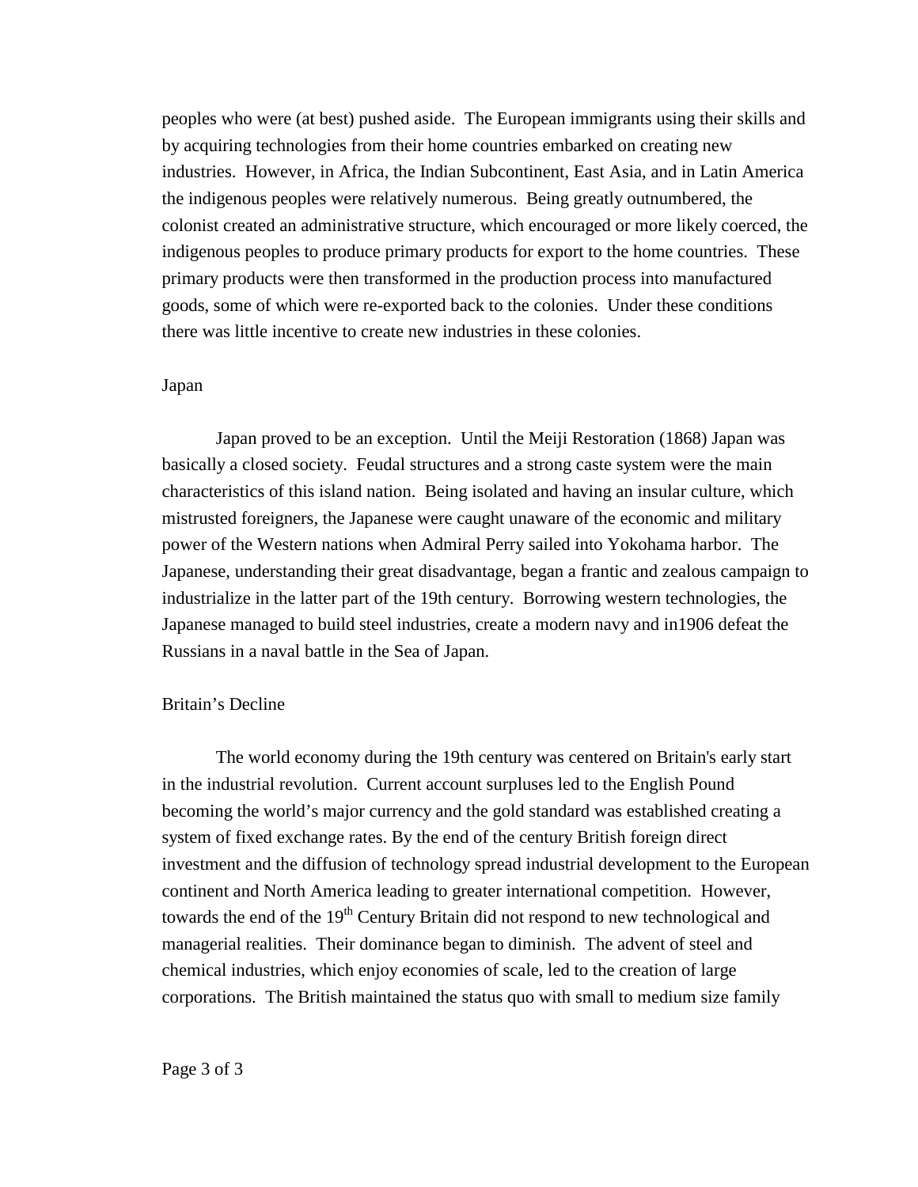peoples who were (at best) pushed aside. The European immigrants using their skills and by acquiring technologies from their home countries embarked on creating new industries. However, in Africa, the Indian Subcontinent, East Asia, and in Latin America the indigenous peoples were relatively numerous. Being greatly outnumbered, the colonist created an administrative structure, which encouraged or more likely coerced, the indigenous peoples to produce primary products for export to the home countries. These primary products were then transformed in the production process into manufactured goods, some of which were re-exported back to the colonies. Under these conditions there was little incentive to create new industries in these colonies.

## Japan

Japan proved to be an exception. Until the Meiji Restoration (1868) Japan was basically a closed society. Feudal structures and a strong caste system were the main characteristics of this island nation. Being isolated and having an insular culture, which mistrusted foreigners, the Japanese were caught unaware of the economic and military power of the Western nations when Admiral Perry sailed into Yokohama harbor. The Japanese, understanding their great disadvantage, began a frantic and zealous campaign to industrialize in the latter part of the 19th century. Borrowing western technologies, the Japanese managed to build steel industries, create a modern navy and in1906 defeat the Russians in a naval battle in the Sea of Japan.

## Britain's Decline

The world economy during the 19th century was centered on Britain's early start in the industrial revolution. Current account surpluses led to the English Pound becoming the world's major currency and the gold standard was established creating a system of fixed exchange rates. By the end of the century British foreign direct investment and the diffusion of technology spread industrial development to the European continent and North America leading to greater international competition. However, towards the end of the 19th Century Britain did not respond to new technological and managerial realities. Their dominance began to diminish. The advent of steel and chemical industries, which enjoy economies of scale, led to the creation of large corporations. The British maintained the status quo with small to medium size family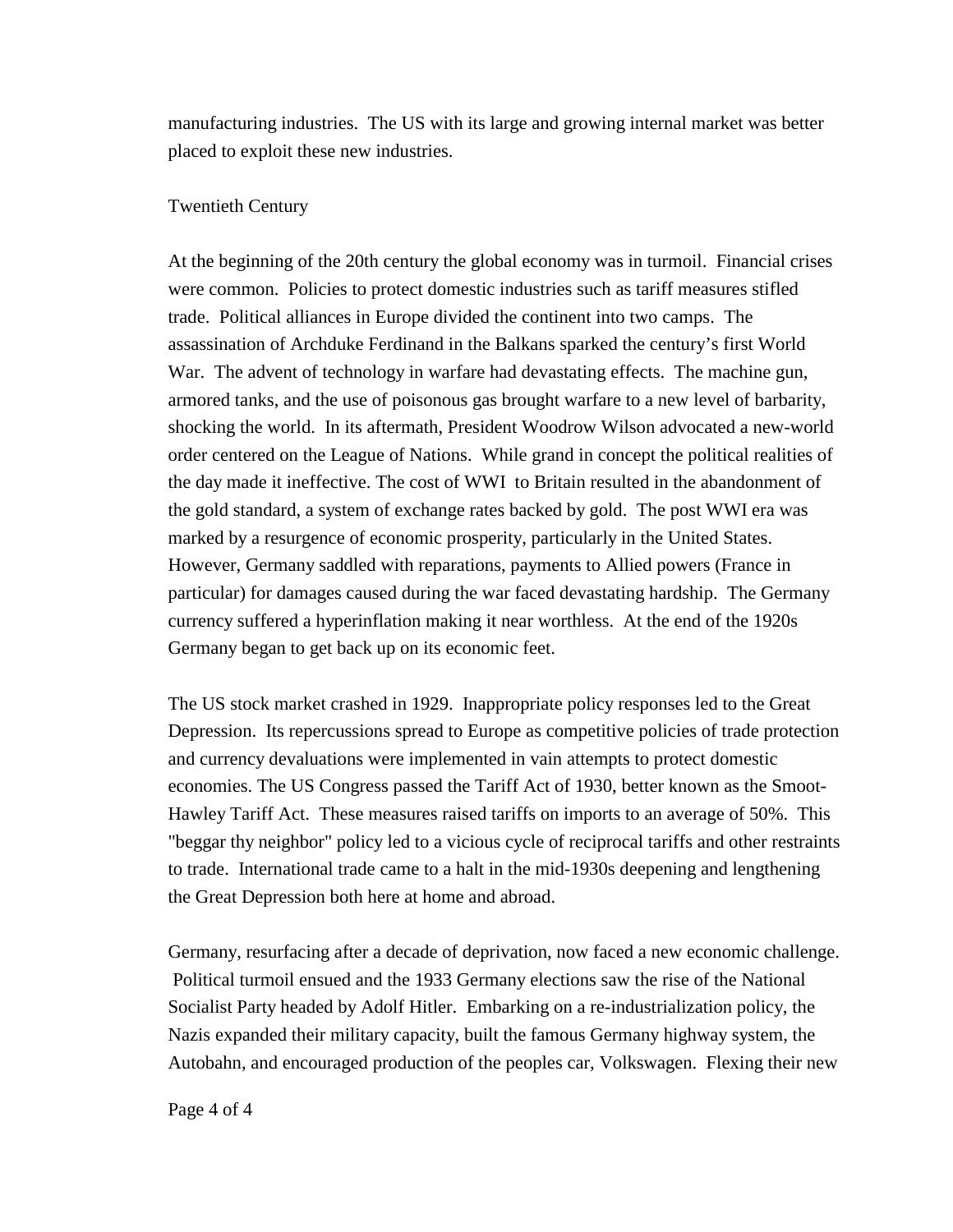manufacturing industries. The US with its large and growing internal market was better placed to exploit these new industries.

## Twentieth Century

At the beginning of the 20th century the global economy was in turmoil. Financial crises were common. Policies to protect domestic industries such as tariff measures stifled trade. Political alliances in Europe divided the continent into two camps. The assassination of Archduke Ferdinand in the Balkans sparked the century's first World War. The advent of technology in warfare had devastating effects. The machine gun, armored tanks, and the use of poisonous gas brought warfare to a new level of barbarity, shocking the world. In its aftermath, President Woodrow Wilson advocated a new-world order centered on the League of Nations. While grand in concept the political realities of the day made it ineffective. The cost of WWI to Britain resulted in the abandonment of the gold standard, a system of exchange rates backed by gold. The post WWI era was marked by a resurgence of economic prosperity, particularly in the United States. However, Germany saddled with reparations, payments to Allied powers (France in particular) for damages caused during the war faced devastating hardship. The Germany currency suffered a hyperinflation making it near worthless. At the end of the 1920s Germany began to get back up on its economic feet.

The US stock market crashed in 1929. Inappropriate policy responses led to the Great Depression. Its repercussions spread to Europe as competitive policies of trade protection and currency devaluations were implemented in vain attempts to protect domestic economies. The US Congress passed the Tariff Act of 1930, better known as the Smoot-Hawley Tariff Act. These measures raised tariffs on imports to an average of 50%. This "beggar thy neighbor" policy led to a vicious cycle of reciprocal tariffs and other restraints to trade. International trade came to a halt in the mid-1930s deepening and lengthening the Great Depression both here at home and abroad.

Germany, resurfacing after a decade of deprivation, now faced a new economic challenge. Political turmoil ensued and the 1933 Germany elections saw the rise of the National Socialist Party headed by Adolf Hitler. Embarking on a re-industrialization policy, the Nazis expanded their military capacity, built the famous Germany highway system, the Autobahn, and encouraged production of the peoples car, Volkswagen. Flexing their new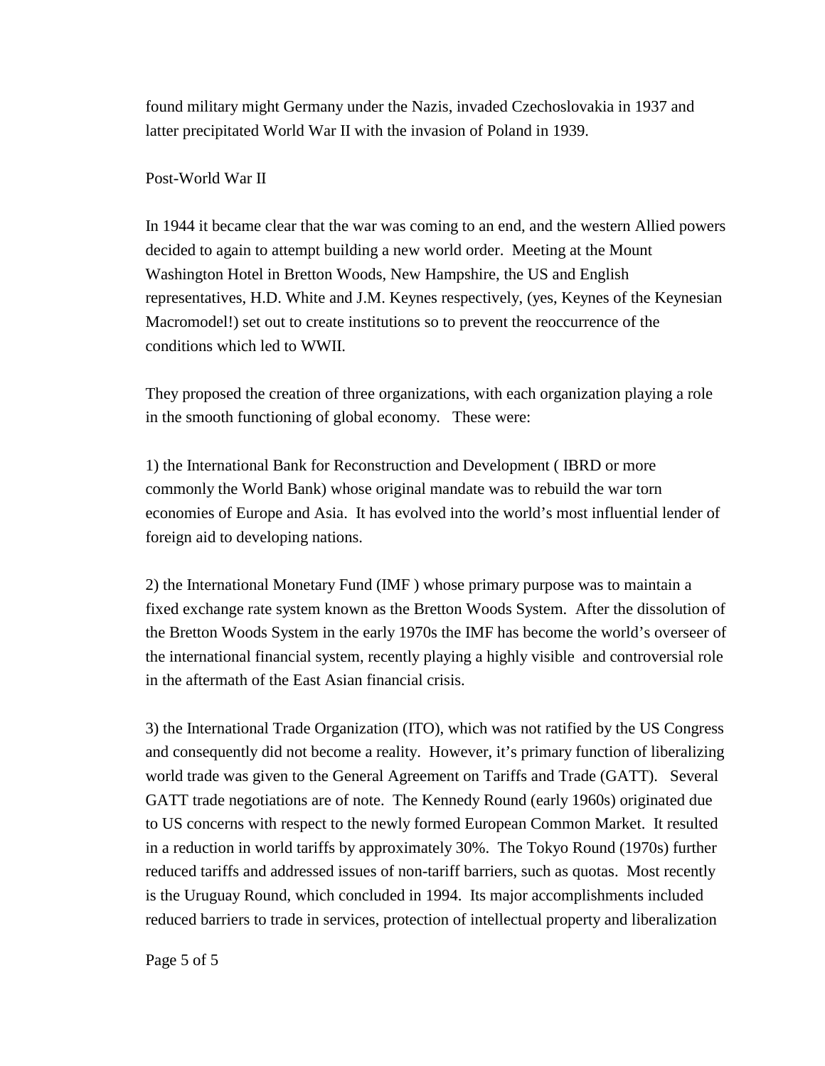found military might Germany under the Nazis, invaded Czechoslovakia in 1937 and latter precipitated World War II with the invasion of Poland in 1939.

## Post-World War II

In 1944 it became clear that the war was coming to an end, and the western Allied powers decided to again to attempt building a new world order. Meeting at the Mount Washington Hotel in Bretton Woods, New Hampshire, the US and English representatives, H.D. White and J.M. Keynes respectively, (yes, Keynes of the Keynesian Macromodel!) set out to create institutions so to prevent the reoccurrence of the conditions which led to WWII.

They proposed the creation of three organizations, with each organization playing a role in the smooth functioning of global economy. These were:

1) the International Bank for Reconstruction and Development ( IBRD or more commonly the World Bank) whose original mandate was to rebuild the war torn economies of Europe and Asia. It has evolved into the world's most influential lender of foreign aid to developing nations.

2) the International Monetary Fund (IMF ) whose primary purpose was to maintain a fixed exchange rate system known as the Bretton Woods System. After the dissolution of the Bretton Woods System in the early 1970s the IMF has become the world's overseer of the international financial system, recently playing a highly visible and controversial role in the aftermath of the East Asian financial crisis.

3) the International Trade Organization (ITO), which was not ratified by the US Congress and consequently did not become a reality. However, it's primary function of liberalizing world trade was given to the General Agreement on Tariffs and Trade (GATT). Several GATT trade negotiations are of note. The Kennedy Round (early 1960s) originated due to US concerns with respect to the newly formed European Common Market. It resulted in a reduction in world tariffs by approximately 30%. The Tokyo Round (1970s) further reduced tariffs and addressed issues of non-tariff barriers, such as quotas. Most recently is the Uruguay Round, which concluded in 1994. Its major accomplishments included reduced barriers to trade in services, protection of intellectual property and liberalization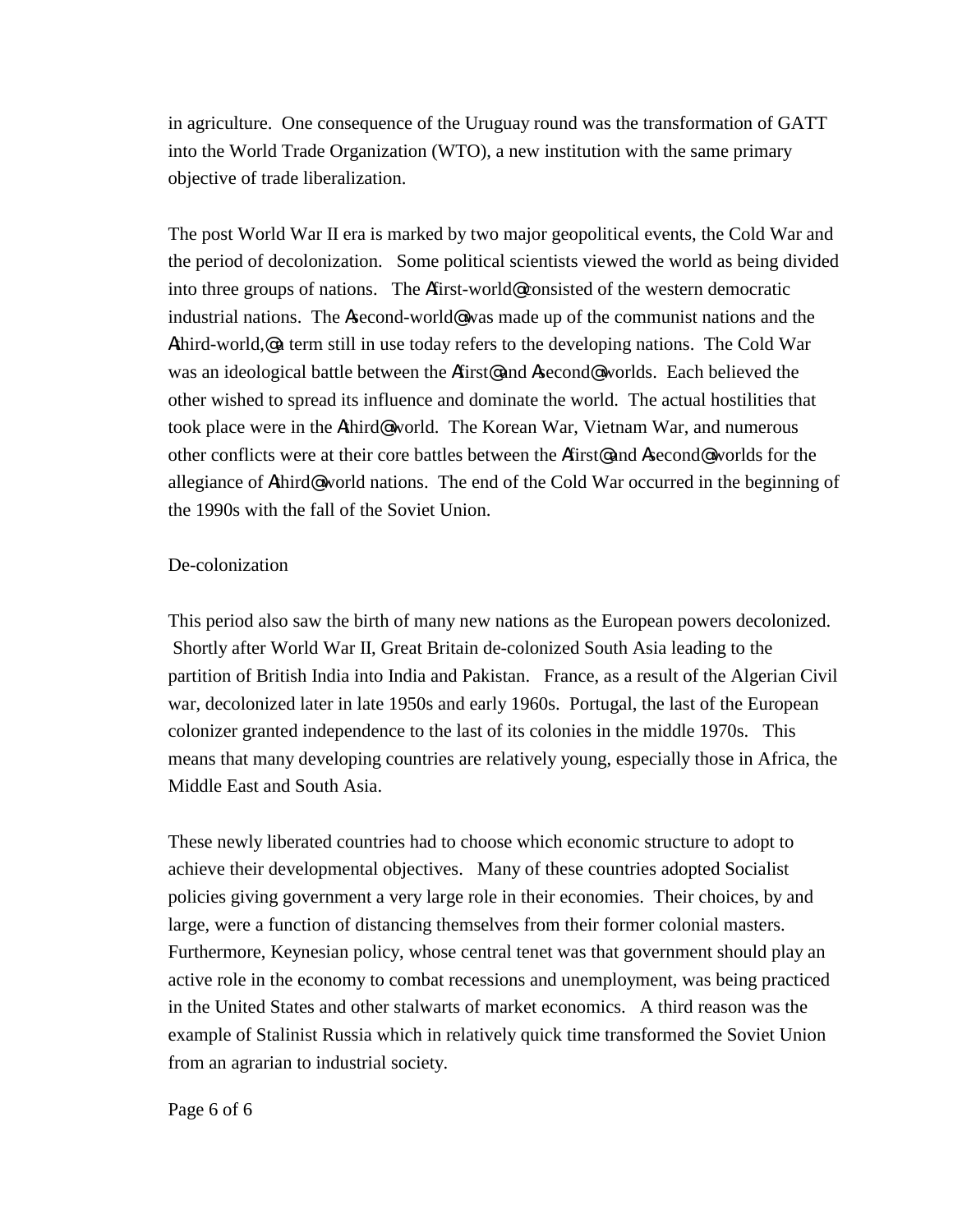in agriculture. One consequence of the Uruguay round was the transformation of GATT into the World Trade Organization (WTO), a new institution with the same primary objective of trade liberalization.

The post World War II era is marked by two major geopolitical events, the Cold War and the period of decolonization. Some political scientists viewed the world as being divided into three groups of nations. The Afirst-world@ consisted of the western democratic industrial nations. The Asecond-world@ was made up of the communist nations and the Athird-world,@ a term still in use today refers to the developing nations. The Cold War was an ideological battle between the Afirst@ and Asecond@ worlds. Each believed the other wished to spread its influence and dominate the world. The actual hostilities that took place were in the Athird@ world. The Korean War, Vietnam War, and numerous other conflicts were at their core battles between the Afirst@ and Asecond@ worlds for the allegiance of Athird@ world nations. The end of the Cold War occurred in the beginning of the 1990s with the fall of the Soviet Union.

## De-colonization

This period also saw the birth of many new nations as the European powers decolonized. Shortly after World War II, Great Britain de-colonized South Asia leading to the partition of British India into India and Pakistan. France, as a result of the Algerian Civil war, decolonized later in late 1950s and early 1960s. Portugal, the last of the European colonizer granted independence to the last of its colonies in the middle 1970s. This means that many developing countries are relatively young, especially those in Africa, the Middle East and South Asia.

These newly liberated countries had to choose which economic structure to adopt to achieve their developmental objectives. Many of these countries adopted Socialist policies giving government a very large role in their economies. Their choices, by and large, were a function of distancing themselves from their former colonial masters. Furthermore, Keynesian policy, whose central tenet was that government should play an active role in the economy to combat recessions and unemployment, was being practiced in the United States and other stalwarts of market economics. A third reason was the example of Stalinist Russia which in relatively quick time transformed the Soviet Union from an agrarian to industrial society.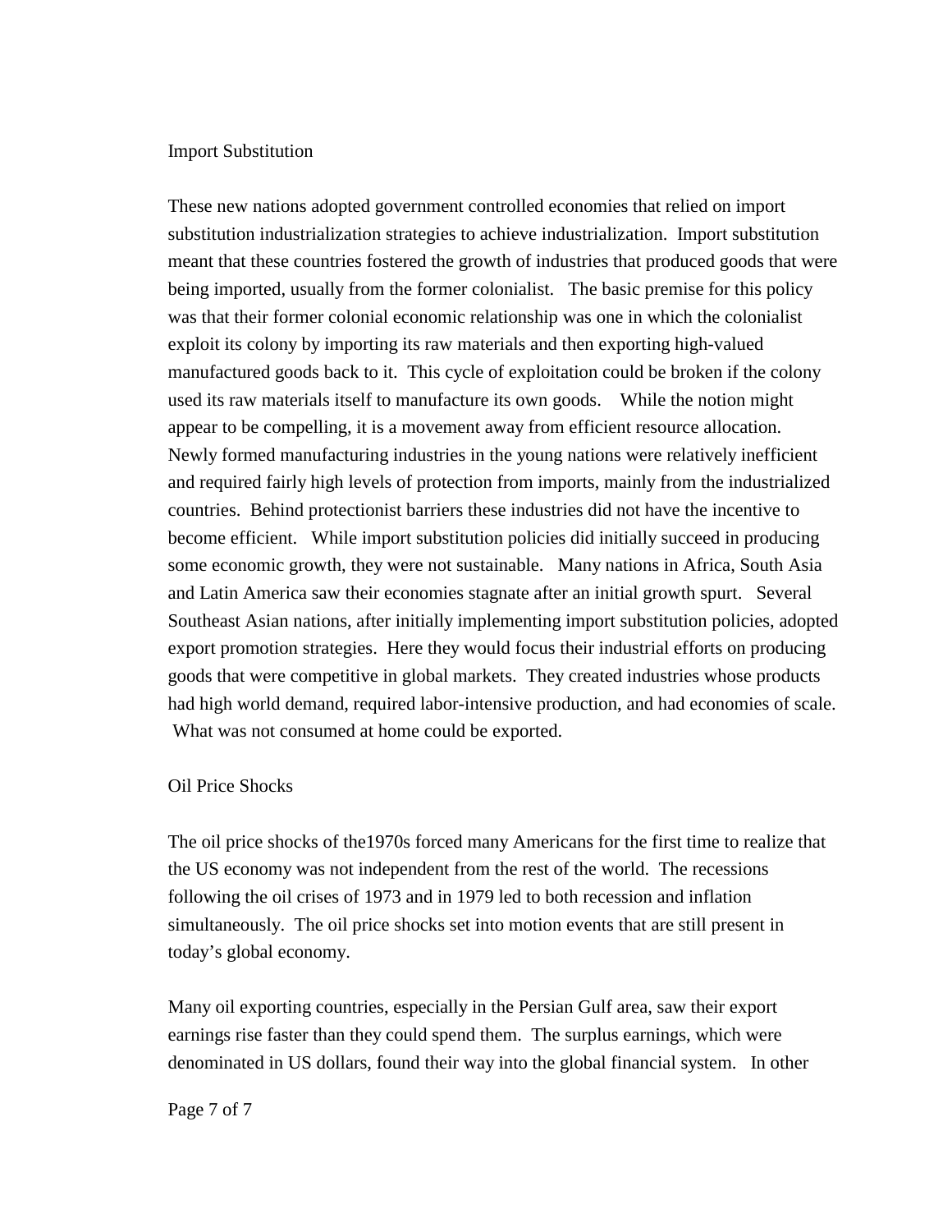## Import Substitution

These new nations adopted government controlled economies that relied on import substitution industrialization strategies to achieve industrialization. Import substitution meant that these countries fostered the growth of industries that produced goods that were being imported, usually from the former colonialist. The basic premise for this policy was that their former colonial economic relationship was one in which the colonialist exploit its colony by importing its raw materials and then exporting high-valued manufactured goods back to it. This cycle of exploitation could be broken if the colony used its raw materials itself to manufacture its own goods. While the notion might appear to be compelling, it is a movement away from efficient resource allocation. Newly formed manufacturing industries in the young nations were relatively inefficient and required fairly high levels of protection from imports, mainly from the industrialized countries. Behind protectionist barriers these industries did not have the incentive to become efficient. While import substitution policies did initially succeed in producing some economic growth, they were not sustainable. Many nations in Africa, South Asia and Latin America saw their economies stagnate after an initial growth spurt. Several Southeast Asian nations, after initially implementing import substitution policies, adopted export promotion strategies. Here they would focus their industrial efforts on producing goods that were competitive in global markets. They created industries whose products had high world demand, required labor-intensive production, and had economies of scale. What was not consumed at home could be exported.

## Oil Price Shocks

The oil price shocks of the1970s forced many Americans for the first time to realize that the US economy was not independent from the rest of the world. The recessions following the oil crises of 1973 and in 1979 led to both recession and inflation simultaneously. The oil price shocks set into motion events that are still present in today's global economy.

Many oil exporting countries, especially in the Persian Gulf area, saw their export earnings rise faster than they could spend them. The surplus earnings, which were denominated in US dollars, found their way into the global financial system. In other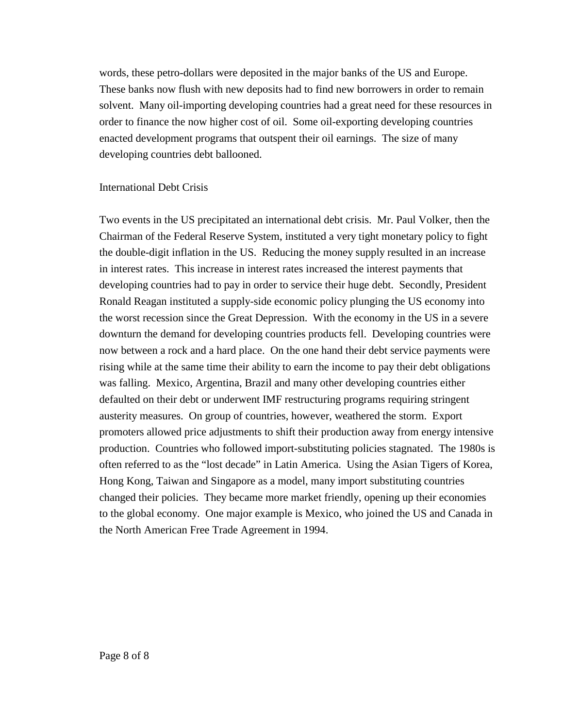words, these petro-dollars were deposited in the major banks of the US and Europe. These banks now flush with new deposits had to find new borrowers in order to remain solvent. Many oil-importing developing countries had a great need for these resources in order to finance the now higher cost of oil. Some oil-exporting developing countries enacted development programs that outspent their oil earnings. The size of many developing countries debt ballooned.

## International Debt Crisis

Two events in the US precipitated an international debt crisis. Mr. Paul Volker, then the Chairman of the Federal Reserve System, instituted a very tight monetary policy to fight the double-digit inflation in the US. Reducing the money supply resulted in an increase in interest rates. This increase in interest rates increased the interest payments that developing countries had to pay in order to service their huge debt. Secondly, President Ronald Reagan instituted a supply-side economic policy plunging the US economy into the worst recession since the Great Depression. With the economy in the US in a severe downturn the demand for developing countries products fell. Developing countries were now between a rock and a hard place. On the one hand their debt service payments were rising while at the same time their ability to earn the income to pay their debt obligations was falling. Mexico, Argentina, Brazil and many other developing countries either defaulted on their debt or underwent IMF restructuring programs requiring stringent austerity measures. On group of countries, however, weathered the storm. Export promoters allowed price adjustments to shift their production away from energy intensive production. Countries who followed import-substituting policies stagnated. The 1980s is often referred to as the "lost decade" in Latin America. Using the Asian Tigers of Korea, Hong Kong, Taiwan and Singapore as a model, many import substituting countries changed their policies. They became more market friendly, opening up their economies to the global economy. One major example is Mexico, who joined the US and Canada in the North American Free Trade Agreement in 1994.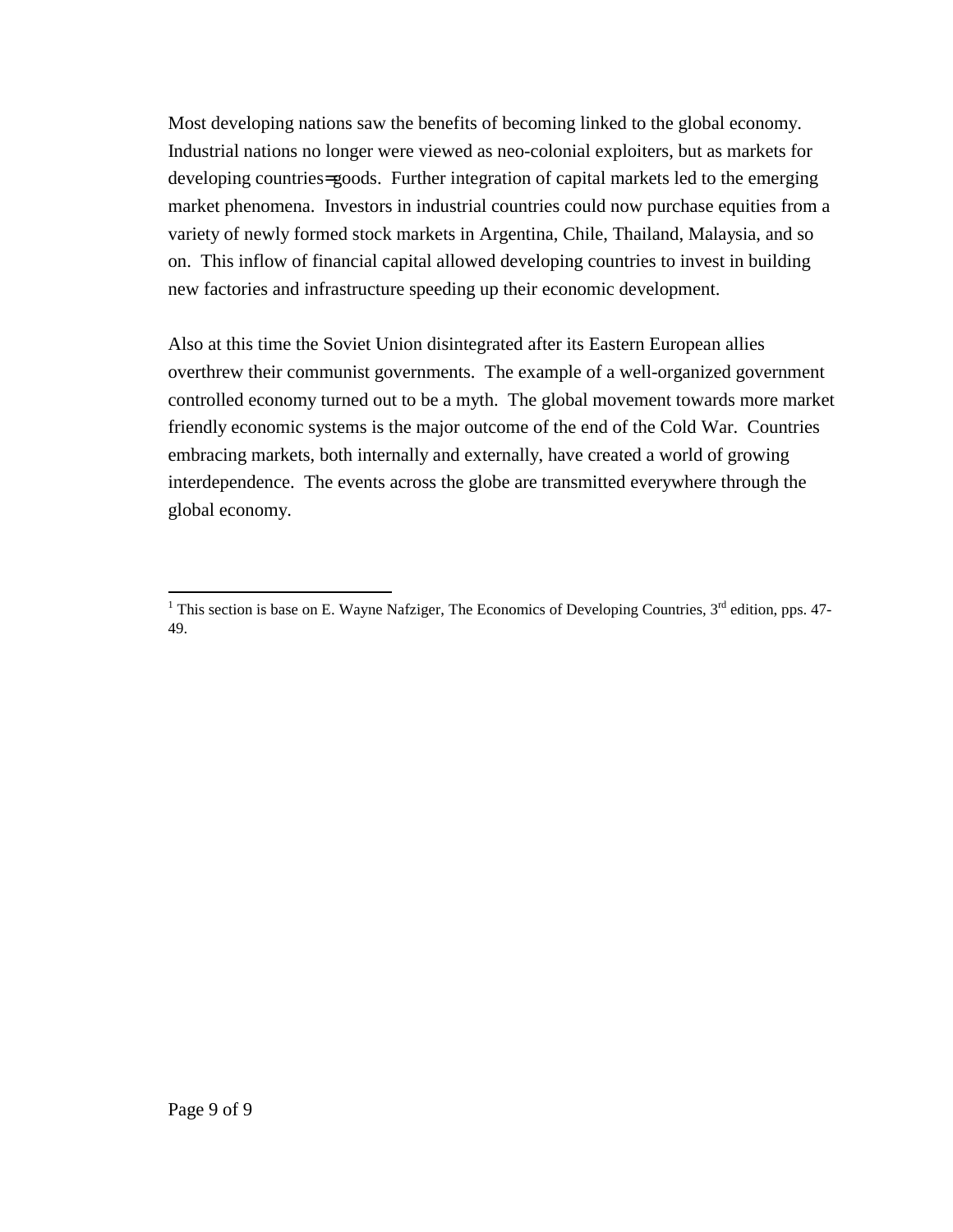Most developing nations saw the benefits of becoming linked to the global economy. Industrial nations no longer were viewed as neo-colonial exploiters, but as markets for developing countries=goods. Further integration of capital markets led to the emerging market phenomena. Investors in industrial countries could now purchase equities from a variety of newly formed stock markets in Argentina, Chile, Thailand, Malaysia, and so on. This inflow of financial capital allowed developing countries to invest in building new factories and infrastructure speeding up their economic development.

Also at this time the Soviet Union disintegrated after its Eastern European allies overthrew their communist governments. The example of a well-organized government controlled economy turned out to be a myth. The global movement towards more market friendly economic systems is the major outcome of the end of the Cold War. Countries embracing markets, both internally and externally, have created a world of growing interdependence. The events across the globe are transmitted everywhere through the global economy.

---

[1] This section is base on E. Wayne Nafziger, The Economics of Developing Countries, 3rd edition, pps. 47-49.